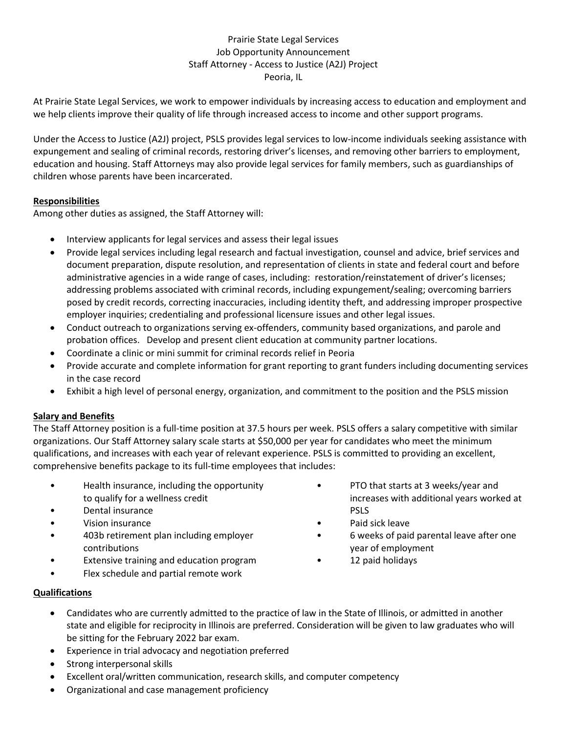# Prairie State Legal Services
## Job Opportunity Announcement
## Staff Attorney - Access to Justice (A2J) Project
## Peoria, IL

At Prairie State Legal Services, we work to empower individuals by increasing access to education and employment and we help clients improve their quality of life through increased access to income and other support programs.

Under the Access to Justice (A2J) project, PSLS provides legal services to low-income individuals seeking assistance with expungement and sealing of criminal records, restoring driver's licenses, and removing other barriers to employment, education and housing. Staff Attorneys may also provide legal services for family members, such as guardianships of children whose parents have been incarcerated.

### Responsibilities

Among other duties as assigned, the Staff Attorney will:

- Interview applicants for legal services and assess their legal issues
- Provide legal services including legal research and factual investigation, counsel and advice, brief services and document preparation, dispute resolution, and representation of clients in state and federal court and before administrative agencies in a wide range of cases, including: restoration/reinstatement of driver's licenses; addressing problems associated with criminal records, including expungement/sealing; overcoming barriers posed by credit records, correcting inaccuracies, including identity theft, and addressing improper prospective employer inquiries; credentialing and professional licensure issues and other legal issues.
- Conduct outreach to organizations serving ex-offenders, community based organizations, and parole and probation offices. Develop and present client education at community partner locations.
- Coordinate a clinic or mini summit for criminal records relief in Peoria
- Provide accurate and complete information for grant reporting to grant funders including documenting services in the case record
- Exhibit a high level of personal energy, organization, and commitment to the position and the PSLS mission

### Salary and Benefits

The Staff Attorney position is a full-time position at 37.5 hours per week. PSLS offers a salary competitive with similar organizations. Our Staff Attorney salary scale starts at $50,000 per year for candidates who meet the minimum qualifications, and increases with each year of relevant experience. PSLS is committed to providing an excellent, comprehensive benefits package to its full-time employees that includes:

- Health insurance, including the opportunity to qualify for a wellness credit
- Dental insurance
- Vision insurance
- 403b retirement plan including employer contributions
- Extensive training and education program
- Flex schedule and partial remote work
- PTO that starts at 3 weeks/year and increases with additional years worked at PSLS
- Paid sick leave
- 6 weeks of paid parental leave after one year of employment
- 12 paid holidays

### Qualifications

- Candidates who are currently admitted to the practice of law in the State of Illinois, or admitted in another state and eligible for reciprocity in Illinois are preferred. Consideration will be given to law graduates who will be sitting for the February 2022 bar exam.
- Experience in trial advocacy and negotiation preferred
- Strong interpersonal skills
- Excellent oral/written communication, research skills, and computer competency
- Organizational and case management proficiency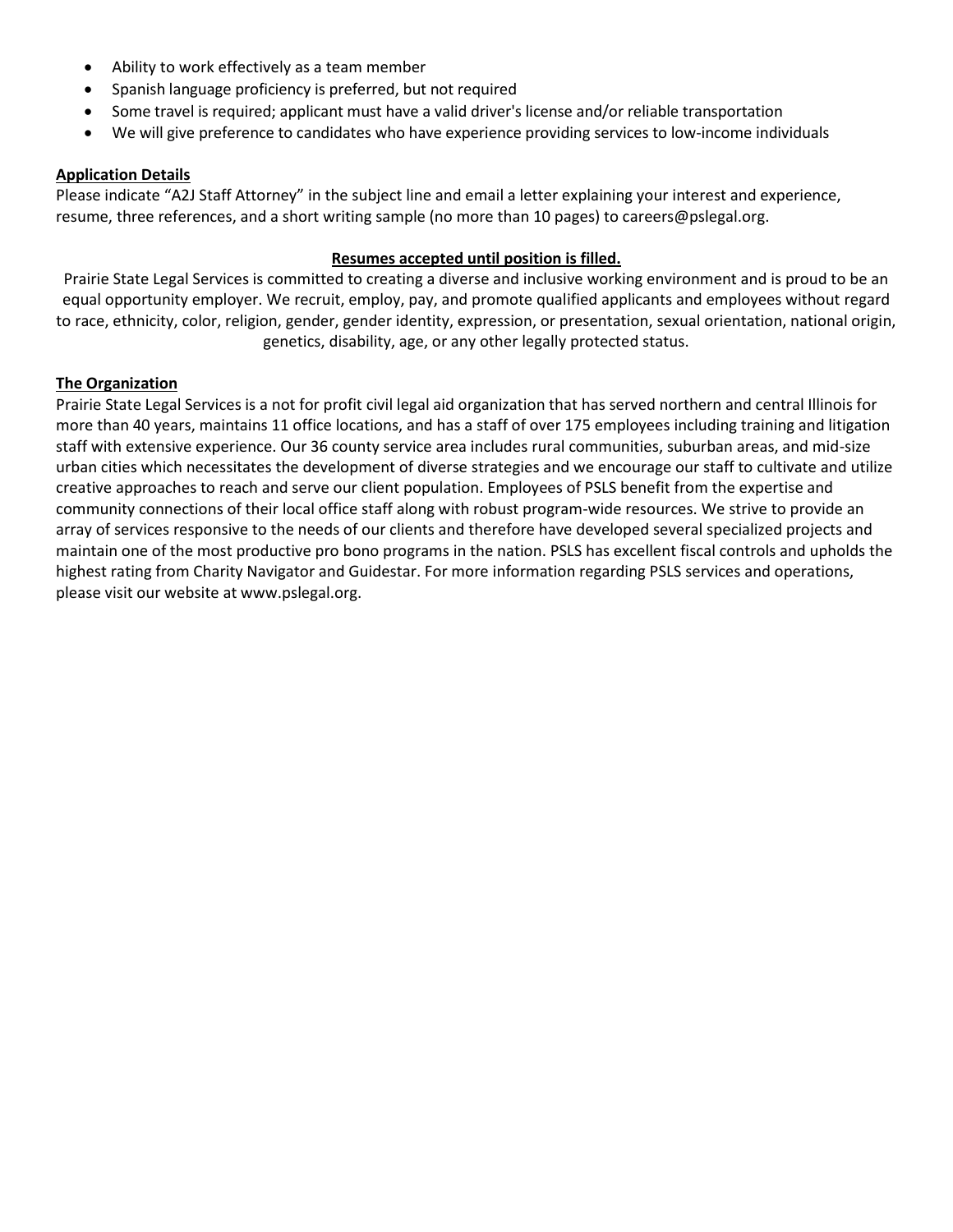- Ability to work effectively as a team member
- Spanish language proficiency is preferred, but not required
- Some travel is required; applicant must have a valid driver's license and/or reliable transportation
- We will give preference to candidates who have experience providing services to low-income individuals

**Application Details**

Please indicate "A2J Staff Attorney" in the subject line and email a letter explaining your interest and experience, resume, three references, and a short writing sample (no more than 10 pages) to careers@pslegal.org.

**Resumes accepted until position is filled.**

Prairie State Legal Services is committed to creating a diverse and inclusive working environment and is proud to be an equal opportunity employer. We recruit, employ, pay, and promote qualified applicants and employees without regard to race, ethnicity, color, religion, gender, gender identity, expression, or presentation, sexual orientation, national origin, genetics, disability, age, or any other legally protected status.

**The Organization**

Prairie State Legal Services is a not for profit civil legal aid organization that has served northern and central Illinois for more than 40 years, maintains 11 office locations, and has a staff of over 175 employees including training and litigation staff with extensive experience. Our 36 county service area includes rural communities, suburban areas, and mid-size urban cities which necessitates the development of diverse strategies and we encourage our staff to cultivate and utilize creative approaches to reach and serve our client population. Employees of PSLS benefit from the expertise and community connections of their local office staff along with robust program-wide resources. We strive to provide an array of services responsive to the needs of our clients and therefore have developed several specialized projects and maintain one of the most productive pro bono programs in the nation. PSLS has excellent fiscal controls and upholds the highest rating from Charity Navigator and Guidestar. For more information regarding PSLS services and operations, please visit our website at www.pslegal.org.